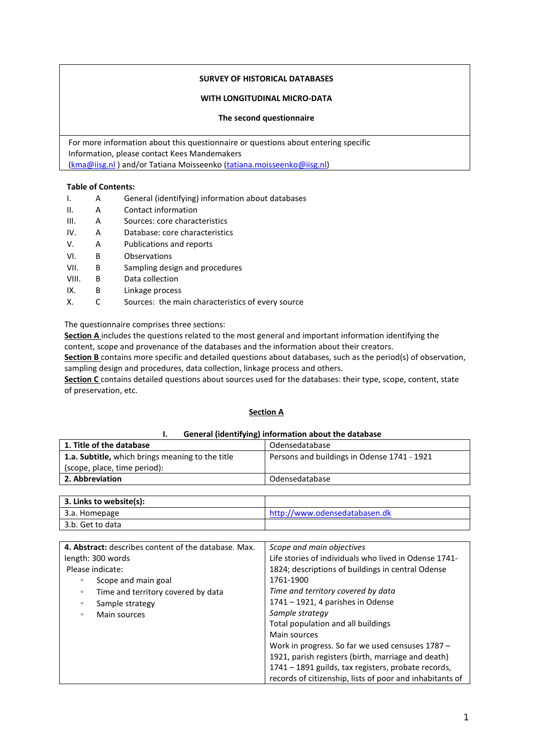**SURVEY OF HISTORICAL DATABASES**

**WITH LONGITUDINAL MICRO-DATA**

**The second questionnaire**

For more information about this questionnaire or questions about entering specific Information, please contact Kees Mandemakers (kma@iisg.nl ) and/or Tatiana Moisseenko (tatiana.moisseenko@iisg.nl)

**Table of Contents:**

| | | |
|---|---|---|
| I. | A | General (identifying) information about databases |
| II. | A | Contact information |
| III. | A | Sources: core characteristics |
| IV. | A | Database: core characteristics |
| V. | A | Publications and reports |
| VI. | B | Observations |
| VII. | B | Sampling design and procedures |
| VIII. | B | Data collection |
| IX. | B | Linkage process |
| X. | C | Sources: the main characteristics of every source |

The questionnaire comprises three sections:

**Section A** includes the questions related to the most general and important information identifying the content, scope and provenance of the databases and the information about their creators.

**Section B** contains more specific and detailed questions about databases, such as the period(s) of observation, sampling design and procedures, data collection, linkage process and others.

**Section C** contains detailed questions about sources used for the databases: their type, scope, content, state of preservation, etc.

## Section A

### I. General (identifying) information about the database

| **1. Title of the database** | Odensedatabase |
|---|---|
| **1.a. Subtitle,** which brings meaning to the title (scope, place, time period): | Persons and buildings in Odense 1741 - 1921 |
| **2. Abbreviation** | Odensedatabase |

| **3. Links to website(s):** | |
|---|---|
| 3.a. Homepage | http://www.odensedatabasen.dk |
| 3.b. Get to data | |

| **4. Abstract:** describes content of the database. Max. length: 300 words<br>Please indicate:<br>◦ Scope and main goal<br>◦ Time and territory covered by data<br>◦ Sample strategy<br>◦ Main sources | *Scope and main objectives*<br>Life stories of individuals who lived in Odense 1741-1824; descriptions of buildings in central Odense 1761-1900<br>*Time and territory covered by data*<br>1741 – 1921, 4 parishes in Odense<br>*Sample strategy*<br>Total population and all buildings<br>Main sources<br>Work in progress. So far we used censuses 1787 – 1921, parish registers (birth, marriage and death) 1741 – 1891 guilds, tax registers, probate records, records of citizenship, lists of poor and inhabitants of |
|---|---|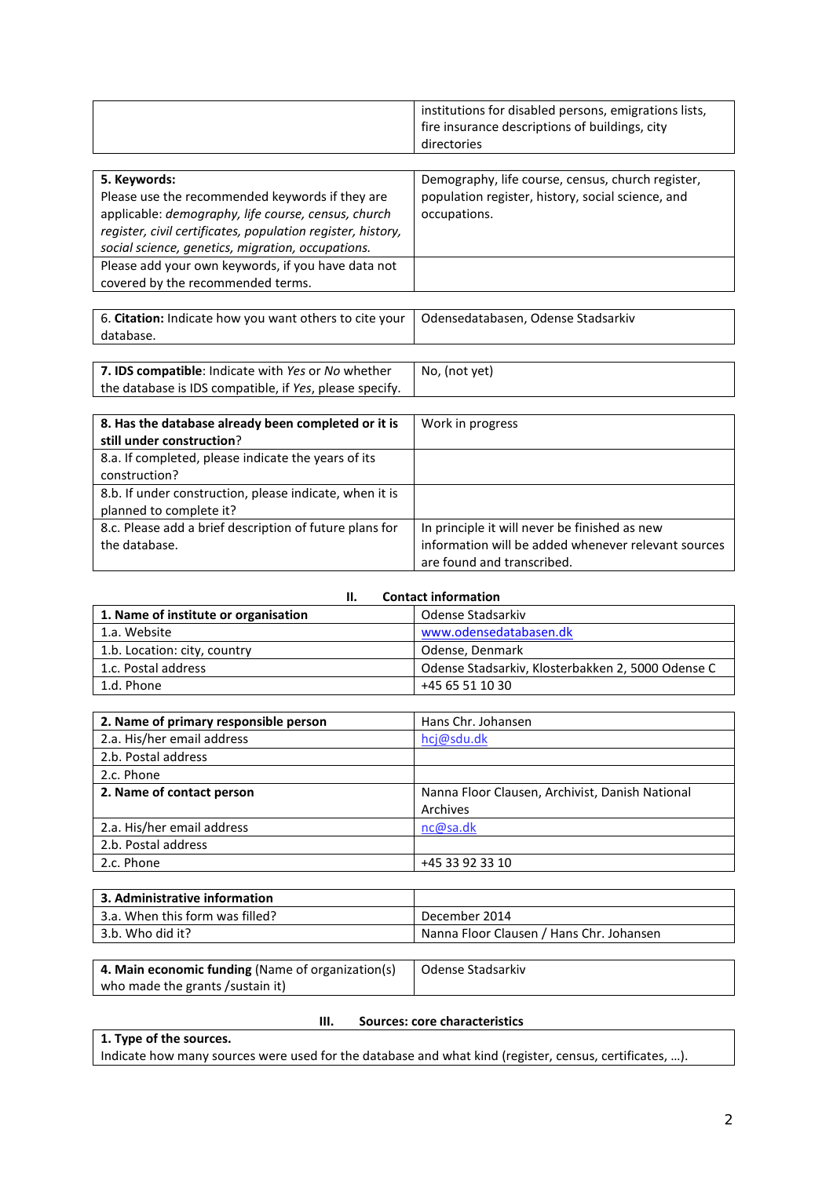| | |
|---|---|
| | institutions for disabled persons, emigrations lists, fire insurance descriptions of buildings, city directories |

| | |
|---|---|
| **5. Keywords:** Please use the recommended keywords if they are applicable: *demography, life course, census, church register, civil certificates, population register, history, social science, genetics, migration, occupations.* | Demography, life course, census, church register, population register, history, social science, and occupations. |
| Please add your own keywords, if you have data not covered by the recommended terms. | |

| | |
|---|---|
| 6. **Citation:** Indicate how you want others to cite your database. | Odensedatabasen, Odense Stadsarkiv |

| | |
|---|---|
| **7. IDS compatible**: Indicate with *Yes* or *No* whether the database is IDS compatible, if *Yes*, please specify. | No, (not yet) |

| | |
|---|---|
| **8. Has the database already been completed or it is still under construction**? | Work in progress |
| 8.a. If completed, please indicate the years of its construction? | |
| 8.b. If under construction, please indicate, when it is planned to complete it? | |
| 8.c. Please add a brief description of future plans for the database. | In principle it will never be finished as new information will be added whenever relevant sources are found and transcribed. |

## II. Contact information

| | |
|---|---|
| **1. Name of institute or organisation** | Odense Stadsarkiv |
| 1.a. Website | www.odensedatabasen.dk |
| 1.b. Location: city, country | Odense, Denmark |
| 1.c. Postal address | Odense Stadsarkiv, Klosterbakken 2, 5000 Odense C |
| 1.d. Phone | +45 65 51 10 30 |

| | |
|---|---|
| **2. Name of primary responsible person** | Hans Chr. Johansen |
| 2.a. His/her email address | hcj@sdu.dk |
| 2.b. Postal address | |
| 2.c. Phone | |
| **2. Name of contact person** | Nanna Floor Clausen, Archivist, Danish National Archives |
| 2.a. His/her email address | nc@sa.dk |
| 2.b. Postal address | |
| 2.c. Phone | +45 33 92 33 10 |

| | |
|---|---|
| **3. Administrative information** | |
| 3.a. When this form was filled? | December 2014 |
| 3.b. Who did it? | Nanna Floor Clausen / Hans Chr. Johansen |

| | |
|---|---|
| **4. Main economic funding** (Name of organization(s) who made the grants /sustain it) | Odense Stadsarkiv |

## III. Sources: core characteristics

| |
|---|
| **1. Type of the sources.** Indicate how many sources were used for the database and what kind (register, census, certificates, …). |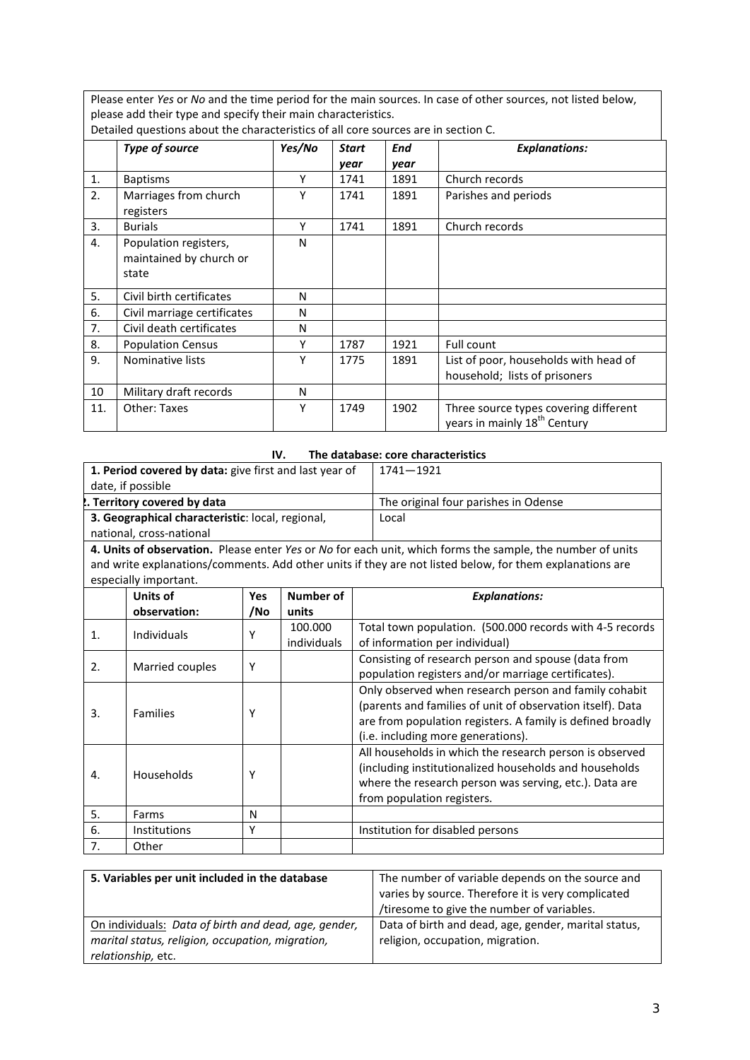Please enter *Yes* or *No* and the time period for the main sources. In case of other sources, not listed below, please add their type and specify their main characteristics.
Detailed questions about the characteristics of all core sources are in section C.

| | *Type of source* | *Yes/No* | *Start year* | *End year* | *Explanations:* |
|---|---|---|---|---|---|
| 1. | Baptisms | Y | 1741 | 1891 | Church records |
| 2. | Marriages from church registers | Y | 1741 | 1891 | Parishes and periods |
| 3. | Burials | Y | 1741 | 1891 | Church records |
| 4. | Population registers, maintained by church or state | N | | | |
| 5. | Civil birth certificates | N | | | |
| 6. | Civil marriage certificates | N | | | |
| 7. | Civil death certificates | N | | | |
| 8. | Population Census | Y | 1787 | 1921 | Full count |
| 9. | Nominative lists | Y | 1775 | 1891 | List of poor, households with head of household; lists of prisoners |
| 10 | Military draft records | N | | | |
| 11. | Other: Taxes | Y | 1749 | 1902 | Three source types covering different years in mainly 18th Century |

## IV. The database: core characteristics

| | |
|---|---|
| **1. Period covered by data:** give first and last year of date, if possible | 1741—1921 |
| **2. Territory covered by data** | The original four parishes in Odense |
| **3. Geographical characteristic**: local, regional, national, cross-national | Local |

**4. Units of observation.** Please enter *Yes* or *No* for each unit, which forms the sample, the number of units and write explanations/comments. Add other units if they are not listed below, for them explanations are especially important.

| | Units of observation: | Yes /No | Number of units | *Explanations:* |
|---|---|---|---|---|
| 1. | Individuals | Y | 100.000 individuals | Total town population. (500.000 records with 4-5 records of information per individual) |
| 2. | Married couples | Y | | Consisting of research person and spouse (data from population registers and/or marriage certificates). |
| 3. | Families | Y | | Only observed when research person and family cohabit (parents and families of unit of observation itself). Data are from population registers. A family is defined broadly (i.e. including more generations). |
| 4. | Households | Y | | All households in which the research person is observed (including institutionalized households and households where the research person was serving, etc.). Data are from population registers. |
| 5. | Farms | N | | |
| 6. | Institutions | Y | | Institution for disabled persons |
| 7. | Other | | | |

| | |
|---|---|
| **5. Variables per unit included in the database** | The number of variable depends on the source and varies by source. Therefore it is very complicated /tiresome to give the number of variables. |
| On individuals: *Data of birth and dead, age, gender, marital status, religion, occupation, migration, relationship,* etc. | Data of birth and dead, age, gender, marital status, religion, occupation, migration. |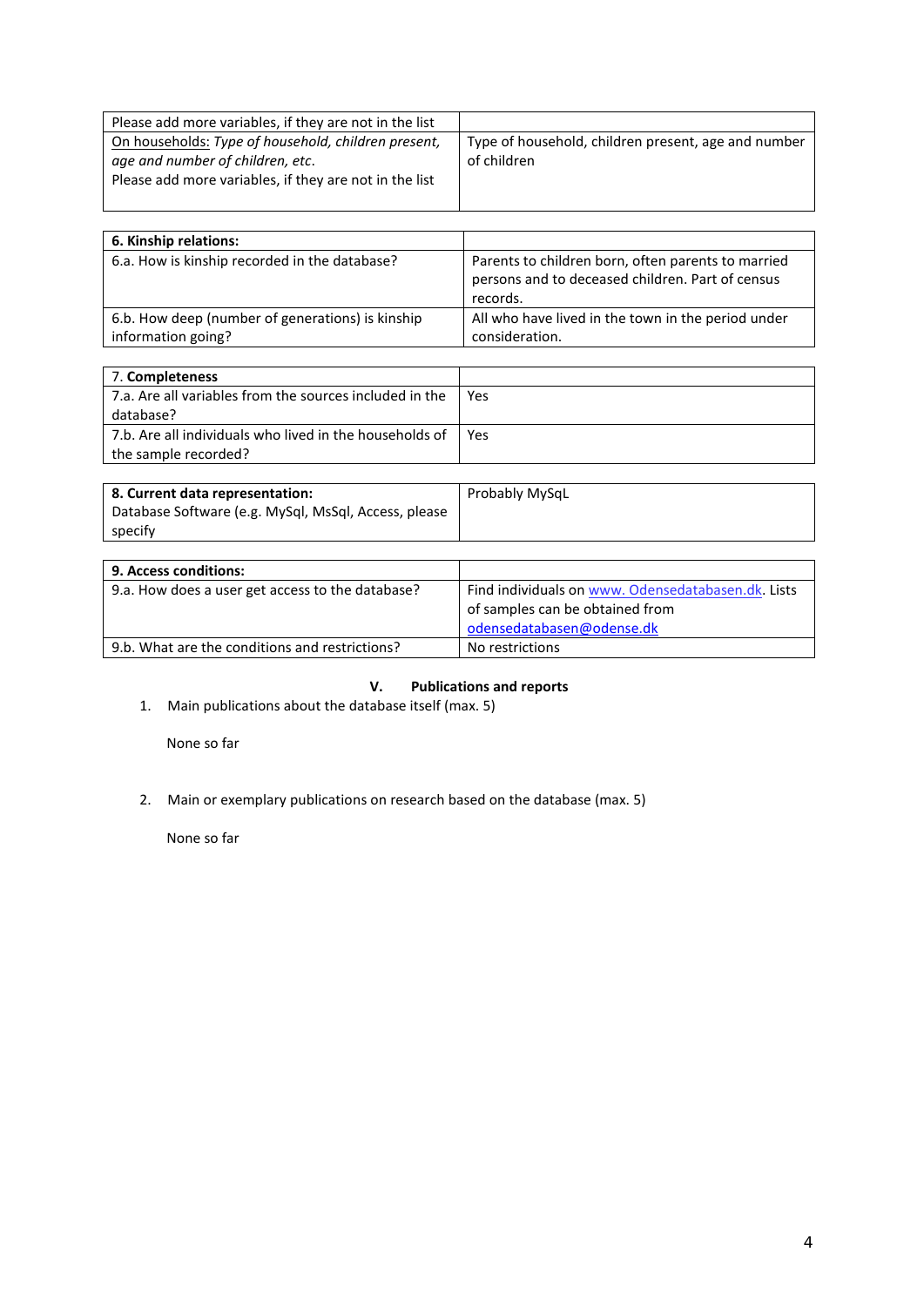| Please add more variables, if they are not in the list | |
|---|---|
| On households: *Type of household, children present, age and number of children, etc.* Please add more variables, if they are not in the list | Type of household, children present, age and number of children |

| **6. Kinship relations:** | |
|---|---|
| 6.a. How is kinship recorded in the database? | Parents to children born, often parents to married persons and to deceased children. Part of census records. |
| 6.b. How deep (number of generations) is kinship information going? | All who have lived in the town in the period under consideration. |

| 7. **Completeness** | |
|---|---|
| 7.a. Are all variables from the sources included in the database? | Yes |
| 7.b. Are all individuals who lived in the households of the sample recorded? | Yes |

| **8. Current data representation:** Database Software (e.g. MySql, MsSql, Access, please specify | Probably MySqL |
|---|---|

| **9. Access conditions:** | |
|---|---|
| 9.a. How does a user get access to the database? | Find individuals on www. Odensedatabasen.dk. Lists of samples can be obtained from odensedatabasen@odense.dk |
| 9.b. What are the conditions and restrictions? | No restrictions |

## V. Publications and reports

1. Main publications about the database itself (max. 5)

   None so far

2. Main or exemplary publications on research based on the database (max. 5)

   None so far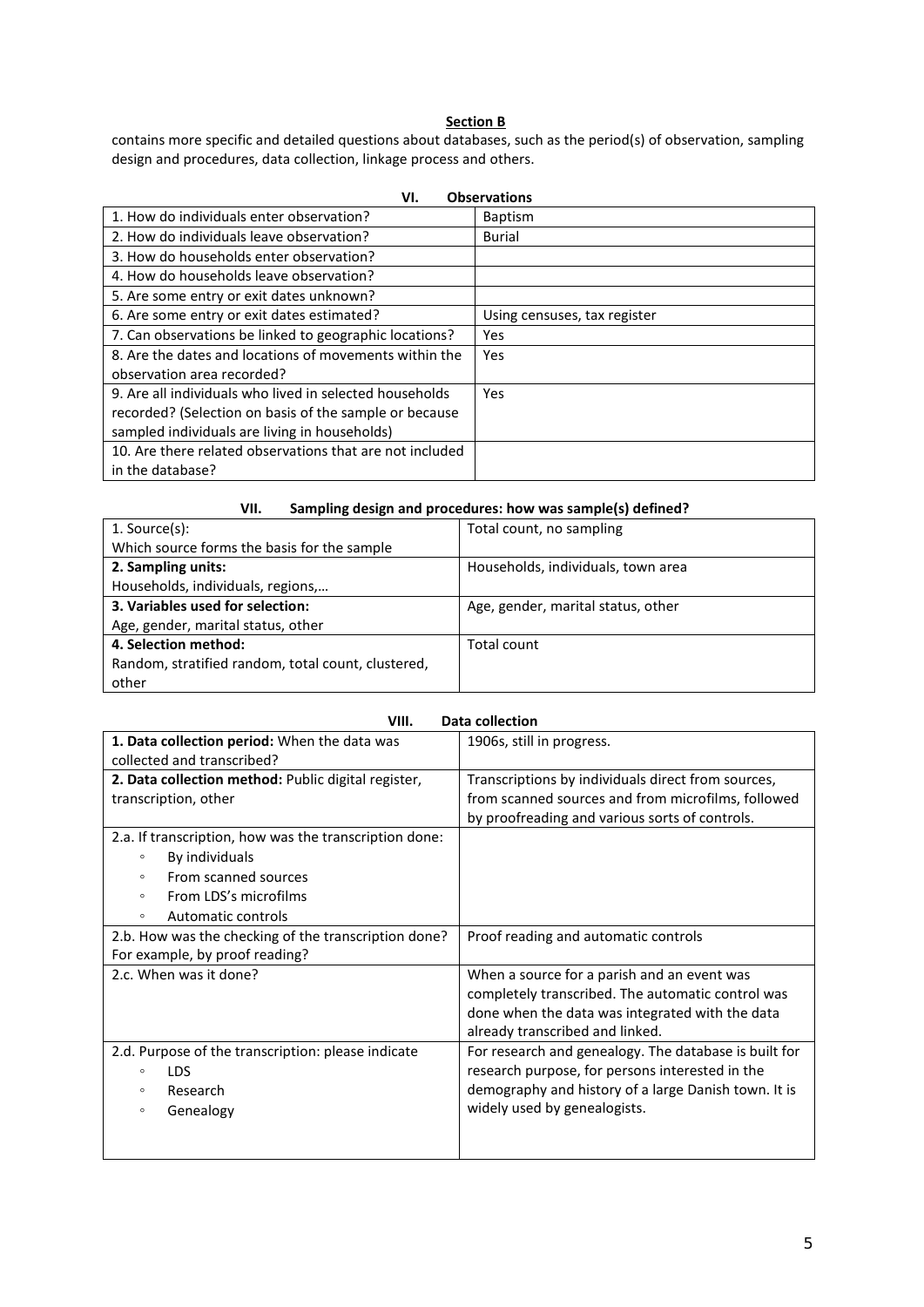**Section B**

contains more specific and detailed questions about databases, such as the period(s) of observation, sampling design and procedures, data collection, linkage process and others.

**VI. Observations**

| | |
|---|---|
| 1. How do individuals enter observation? | Baptism |
| 2. How do individuals leave observation? | Burial |
| 3. How do households enter observation? | |
| 4. How do households leave observation? | |
| 5. Are some entry or exit dates unknown? | |
| 6. Are some entry or exit dates estimated? | Using censuses, tax register |
| 7. Can observations be linked to geographic locations? | Yes |
| 8. Are the dates and locations of movements within the observation area recorded? | Yes |
| 9. Are all individuals who lived in selected households recorded? (Selection on basis of the sample or because sampled individuals are living in households) | Yes |
| 10. Are there related observations that are not included in the database? | |

**VII. Sampling design and procedures: how was sample(s) defined?**

| | |
|---|---|
| 1. Source(s):<br>Which source forms the basis for the sample | Total count, no sampling |
| **2. Sampling units:**<br>Households, individuals, regions,… | Households, individuals, town area |
| **3. Variables used for selection:**<br>Age, gender, marital status, other | Age, gender, marital status, other |
| **4. Selection method:**<br>Random, stratified random, total count, clustered, other | Total count |

**VIII. Data collection**

| | |
|---|---|
| **1. Data collection period:** When the data was collected and transcribed? | 1906s, still in progress. |
| **2. Data collection method:** Public digital register, transcription, other | Transcriptions by individuals direct from sources, from scanned sources and from microfilms, followed by proofreading and various sorts of controls. |
| 2.a. If transcription, how was the transcription done:<br>◦ By individuals<br>◦ From scanned sources<br>◦ From LDS's microfilms<br>◦ Automatic controls | |
| 2.b. How was the checking of the transcription done? For example, by proof reading? | Proof reading and automatic controls |
| 2.c. When was it done? | When a source for a parish and an event was completely transcribed. The automatic control was done when the data was integrated with the data already transcribed and linked. |
| 2.d. Purpose of the transcription: please indicate<br>◦ LDS<br>◦ Research<br>◦ Genealogy | For research and genealogy. The database is built for research purpose, for persons interested in the demography and history of a large Danish town. It is widely used by genealogists. |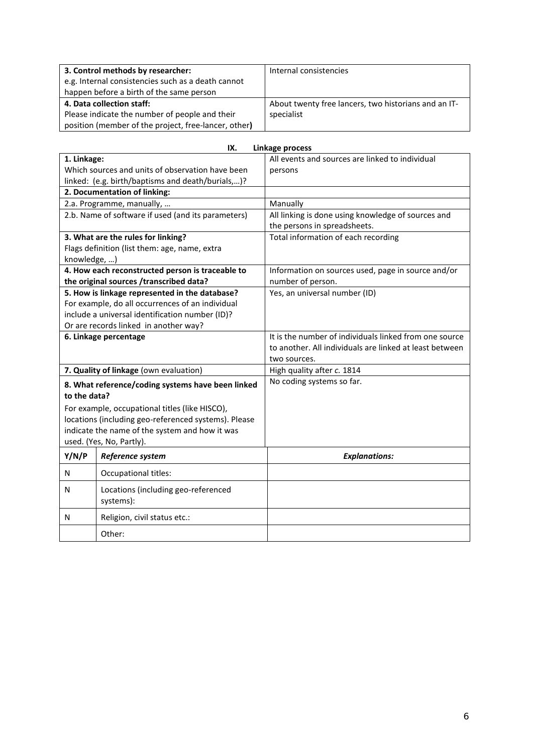| **3. Control methods by researcher:** e.g. Internal consistencies such as a death cannot happen before a birth of the same person | Internal consistencies |
|---|---|
| **4. Data collection staff:** Please indicate the number of people and their position (member of the project, free-lancer, other**)** | About twenty free lancers, two historians and an IT-specialist |

## IX. Linkage process

| **1. Linkage:** Which sources and units of observation have been linked: (e.g. birth/baptisms and death/burials,…)? | All events and sources are linked to individual persons |
|---|---|
| **2. Documentation of linking:** | |
| 2.a. Programme, manually, … | Manually |
| 2.b. Name of software if used (and its parameters) | All linking is done using knowledge of sources and the persons in spreadsheets. |
| **3. What are the rules for linking?** Flags definition (list them: age, name, extra knowledge, …) | Total information of each recording |
| **4. How each reconstructed person is traceable to the original sources /transcribed data?** | Information on sources used, page in source and/or number of person. |
| **5. How is linkage represented in the database?** For example, do all occurrences of an individual include a universal identification number (ID)? Or are records linked in another way? | Yes, an universal number (ID) |
| **6. Linkage percentage** | It is the number of individuals linked from one source to another. All individuals are linked at least between two sources. |
| **7. Quality of linkage** (own evaluation) | High quality after *c.* 1814 |
| **8. What reference/coding systems have been linked to the data?** For example, occupational titles (like HISCO), locations (including geo-referenced systems). Please indicate the name of the system and how it was used. (Yes, No, Partly). | No coding systems so far. |

| Y/N/P | *Reference system* | *Explanations:* |
|---|---|---|
| N | Occupational titles: | |
| N | Locations (including geo-referenced systems): | |
| N | Religion, civil status etc.: | |
| | Other: | |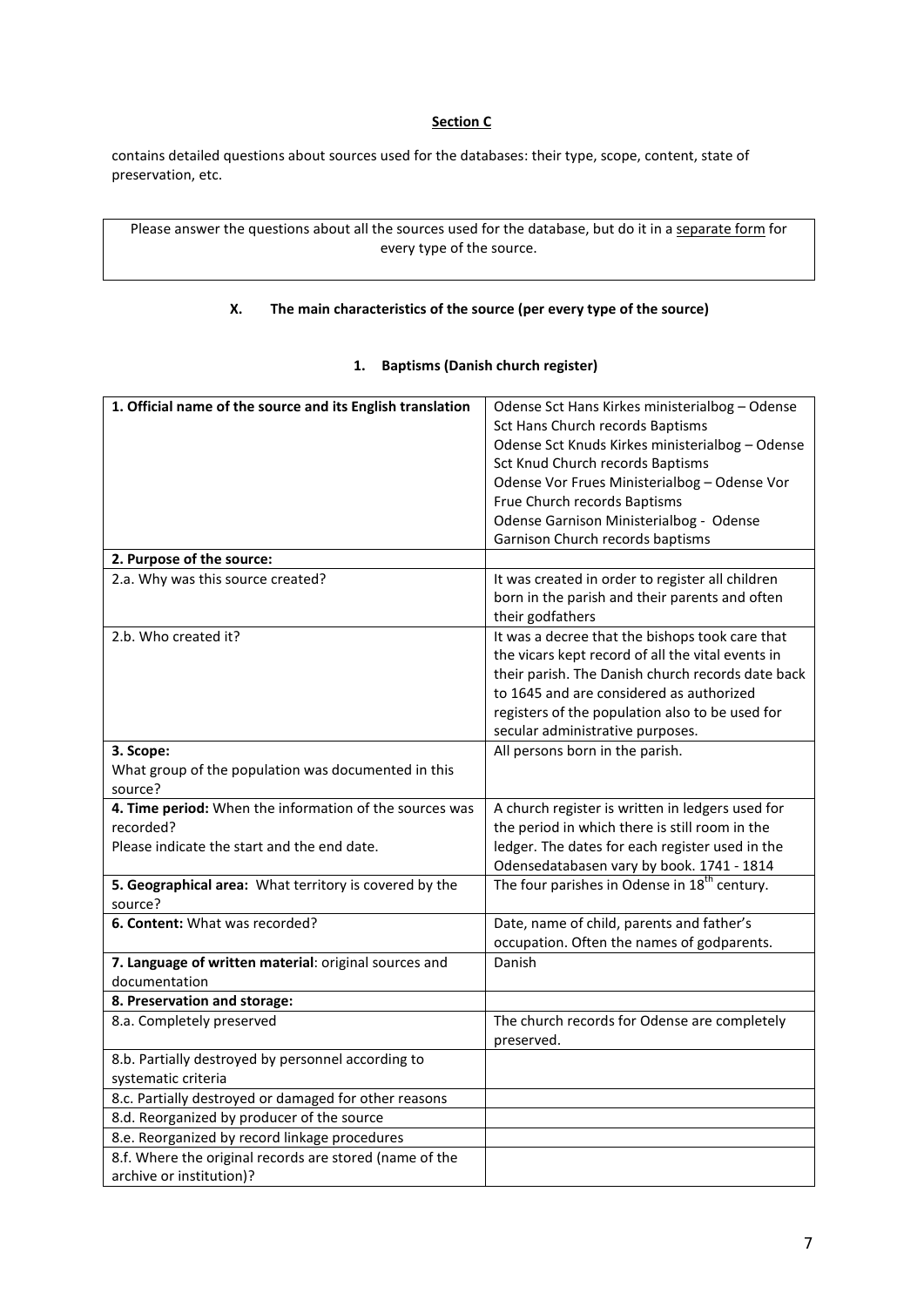**Section C**

contains detailed questions about sources used for the databases: their type, scope, content, state of preservation, etc.

Please answer the questions about all the sources used for the database, but do it in a <u>separate form</u> for every type of the source.

### X. The main characteristics of the source (per every type of the source)

#### 1. Baptisms (Danish church register)

| **1. Official name of the source and its English translation** | Odense Sct Hans Kirkes ministerialbog – Odense Sct Hans Church records Baptisms<br>Odense Sct Knuds Kirkes ministerialbog – Odense Sct Knud Church records Baptisms<br>Odense Vor Frues Ministerialbog – Odense Vor Frue Church records Baptisms<br>Odense Garnison Ministerialbog - Odense Garnison Church records baptisms |
|---|---|
| **2. Purpose of the source:** | |
| 2.a. Why was this source created? | It was created in order to register all children born in the parish and their parents and often their godfathers |
| 2.b. Who created it? | It was a decree that the bishops took care that the vicars kept record of all the vital events in their parish. The Danish church records date back to 1645 and are considered as authorized registers of the population also to be used for secular administrative purposes. |
| **3. Scope:**<br>What group of the population was documented in this source? | All persons born in the parish. |
| **4. Time period:** When the information of the sources was recorded?<br>Please indicate the start and the end date. | A church register is written in ledgers used for the period in which there is still room in the ledger. The dates for each register used in the Odensedatabasen vary by book. 1741 - 1814 |
| **5. Geographical area:** What territory is covered by the source? | The four parishes in Odense in 18th century. |
| **6. Content:** What was recorded? | Date, name of child, parents and father's occupation. Often the names of godparents. |
| **7. Language of written material**: original sources and documentation | Danish |
| **8. Preservation and storage:** | |
| 8.a. Completely preserved | The church records for Odense are completely preserved. |
| 8.b. Partially destroyed by personnel according to systematic criteria | |
| 8.c. Partially destroyed or damaged for other reasons | |
| 8.d. Reorganized by producer of the source | |
| 8.e. Reorganized by record linkage procedures | |
| 8.f. Where the original records are stored (name of the archive or institution)? | |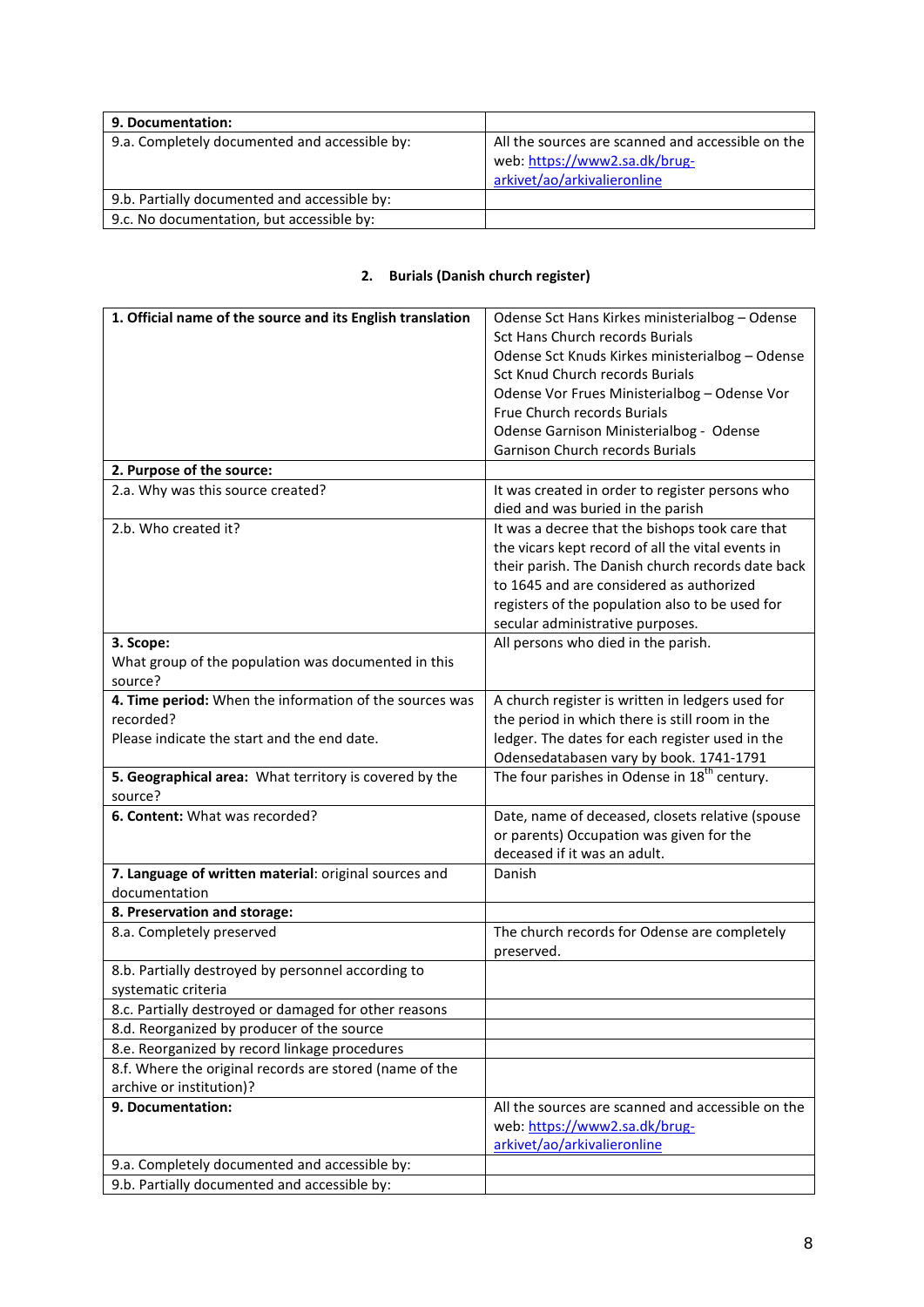| 9. Documentation: | |
|---|---|
| 9.a. Completely documented and accessible by: | All the sources are scanned and accessible on the web: https://www2.sa.dk/brug-arkivet/ao/arkivalieronline |
| 9.b. Partially documented and accessible by: | |
| 9.c. No documentation, but accessible by: | |

## 2. Burials (Danish church register)

| **1. Official name of the source and its English translation** | Odense Sct Hans Kirkes ministerialbog – Odense Sct Hans Church records Burials<br>Odense Sct Knuds Kirkes ministerialbog – Odense Sct Knud Church records Burials<br>Odense Vor Frues Ministerialbog – Odense Vor Frue Church records Burials<br>Odense Garnison Ministerialbog - Odense Garnison Church records Burials |
|---|---|
| **2. Purpose of the source:** | |
| 2.a. Why was this source created? | It was created in order to register persons who died and was buried in the parish |
| 2.b. Who created it? | It was a decree that the bishops took care that the vicars kept record of all the vital events in their parish. The Danish church records date back to 1645 and are considered as authorized registers of the population also to be used for secular administrative purposes. |
| **3. Scope:**<br>What group of the population was documented in this source? | All persons who died in the parish. |
| **4. Time period:** When the information of the sources was recorded?<br>Please indicate the start and the end date. | A church register is written in ledgers used for the period in which there is still room in the ledger. The dates for each register used in the Odensedatabasen vary by book. 1741-1791 |
| **5. Geographical area:** What territory is covered by the source? | The four parishes in Odense in 18th century. |
| **6. Content:** What was recorded? | Date, name of deceased, closets relative (spouse or parents) Occupation was given for the deceased if it was an adult. |
| **7. Language of written material**: original sources and documentation | Danish |
| **8. Preservation and storage:** | |
| 8.a. Completely preserved | The church records for Odense are completely preserved. |
| 8.b. Partially destroyed by personnel according to systematic criteria | |
| 8.c. Partially destroyed or damaged for other reasons | |
| 8.d. Reorganized by producer of the source | |
| 8.e. Reorganized by record linkage procedures | |
| 8.f. Where the original records are stored (name of the archive or institution)? | |
| **9. Documentation:** | All the sources are scanned and accessible on the web: https://www2.sa.dk/brug-arkivet/ao/arkivalieronline |
| 9.a. Completely documented and accessible by: | |
| 9.b. Partially documented and accessible by: | |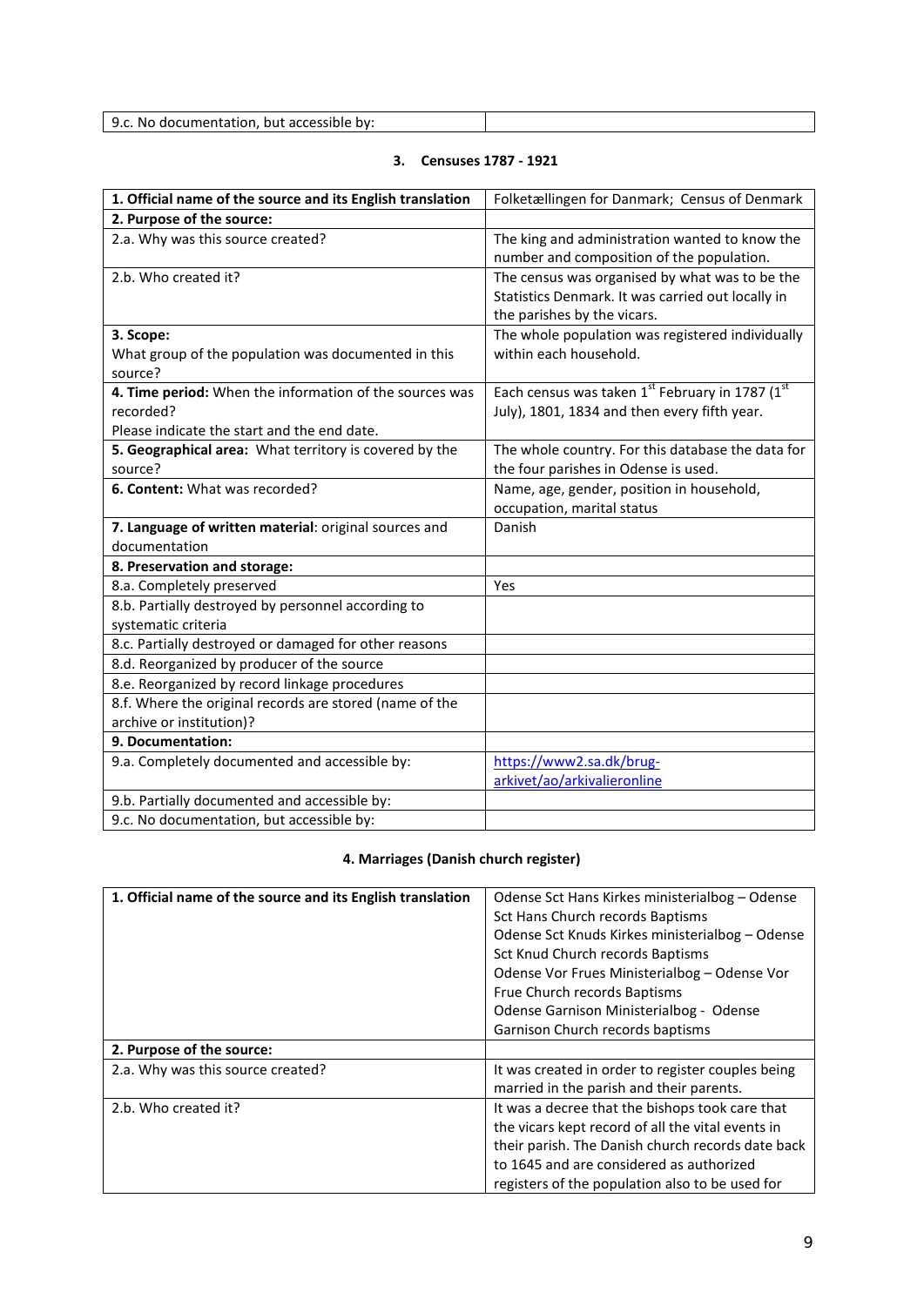| 9.c. No documentation, but accessible by: | |
|---|---|

### 3. Censuses 1787 - 1921

| 1. Official name of the source and its English translation | Folketællingen for Danmark; Census of Denmark |
|---|---|
| **2. Purpose of the source:** | |
| 2.a. Why was this source created? | The king and administration wanted to know the number and composition of the population. |
| 2.b. Who created it? | The census was organised by what was to be the Statistics Denmark. It was carried out locally in the parishes by the vicars. |
| **3. Scope:** What group of the population was documented in this source? | The whole population was registered individually within each household. |
| **4. Time period:** When the information of the sources was recorded? Please indicate the start and the end date. | Each census was taken 1st February in 1787 (1st July), 1801, 1834 and then every fifth year. |
| **5. Geographical area:** What territory is covered by the source? | The whole country. For this database the data for the four parishes in Odense is used. |
| **6. Content:** What was recorded? | Name, age, gender, position in household, occupation, marital status |
| **7. Language of written material**: original sources and documentation | Danish |
| **8. Preservation and storage:** | |
| 8.a. Completely preserved | Yes |
| 8.b. Partially destroyed by personnel according to systematic criteria | |
| 8.c. Partially destroyed or damaged for other reasons | |
| 8.d. Reorganized by producer of the source | |
| 8.e. Reorganized by record linkage procedures | |
| 8.f. Where the original records are stored (name of the archive or institution)? | |
| **9. Documentation:** | |
| 9.a. Completely documented and accessible by: | https://www2.sa.dk/brug-arkivet/ao/arkivalieronline |
| 9.b. Partially documented and accessible by: | |
| 9.c. No documentation, but accessible by: | |

### 4. Marriages (Danish church register)

| 1. Official name of the source and its English translation | Odense Sct Hans Kirkes ministerialbog – Odense Sct Hans Church records Baptisms<br>Odense Sct Knuds Kirkes ministerialbog – Odense Sct Knud Church records Baptisms<br>Odense Vor Frues Ministerialbog – Odense Vor Frue Church records Baptisms<br>Odense Garnison Ministerialbog - Odense Garnison Church records baptisms |
|---|---|
| **2. Purpose of the source:** | |
| 2.a. Why was this source created? | It was created in order to register couples being married in the parish and their parents. |
| 2.b. Who created it? | It was a decree that the bishops took care that the vicars kept record of all the vital events in their parish. The Danish church records date back to 1645 and are considered as authorized registers of the population also to be used for |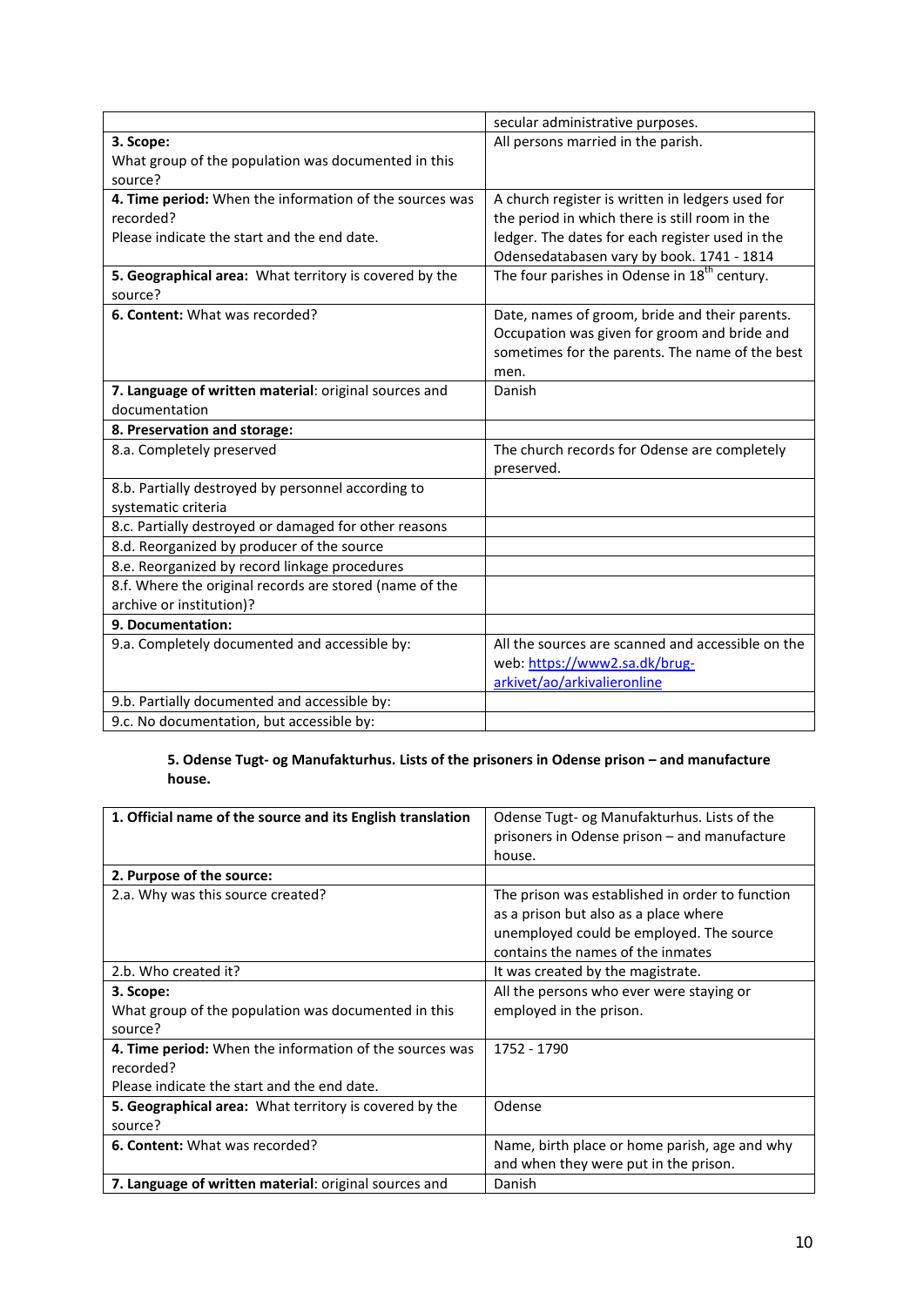| | |
|---|---|
| | secular administrative purposes. |
| **3. Scope:** What group of the population was documented in this source? | All persons married in the parish. |
| **4. Time period:** When the information of the sources was recorded? Please indicate the start and the end date. | A church register is written in ledgers used for the period in which there is still room in the ledger. The dates for each register used in the Odensedatabasen vary by book. 1741 - 1814 |
| **5. Geographical area:** What territory is covered by the source? | The four parishes in Odense in 18th century. |
| **6. Content:** What was recorded? | Date, names of groom, bride and their parents. Occupation was given for groom and bride and sometimes for the parents. The name of the best men. |
| **7. Language of written material**: original sources and documentation | Danish |
| **8. Preservation and storage:** | |
| 8.a. Completely preserved | The church records for Odense are completely preserved. |
| 8.b. Partially destroyed by personnel according to systematic criteria | |
| 8.c. Partially destroyed or damaged for other reasons | |
| 8.d. Reorganized by producer of the source | |
| 8.e. Reorganized by record linkage procedures | |
| 8.f. Where the original records are stored (name of the archive or institution)? | |
| **9. Documentation:** | |
| 9.a. Completely documented and accessible by: | All the sources are scanned and accessible on the web: https://www2.sa.dk/brug-arkivet/ao/arkivalieronline |
| 9.b. Partially documented and accessible by: | |
| 9.c. No documentation, but accessible by: | |

**5. Odense Tugt- og Manufakturhus. Lists of the prisoners in Odense prison – and manufacture house.**

| **1. Official name of the source and its English translation** | Odense Tugt- og Manufakturhus. Lists of the prisoners in Odense prison – and manufacture house. |
|---|---|
| **2. Purpose of the source:** | |
| 2.a. Why was this source created? | The prison was established in order to function as a prison but also as a place where unemployed could be employed. The source contains the names of the inmates |
| 2.b. Who created it? | It was created by the magistrate. |
| **3. Scope:** What group of the population was documented in this source? | All the persons who ever were staying or employed in the prison. |
| **4. Time period:** When the information of the sources was recorded? Please indicate the start and the end date. | 1752 - 1790 |
| **5. Geographical area:** What territory is covered by the source? | Odense |
| **6. Content:** What was recorded? | Name, birth place or home parish, age and why and when they were put in the prison. |
| **7. Language of written material**: original sources and | Danish |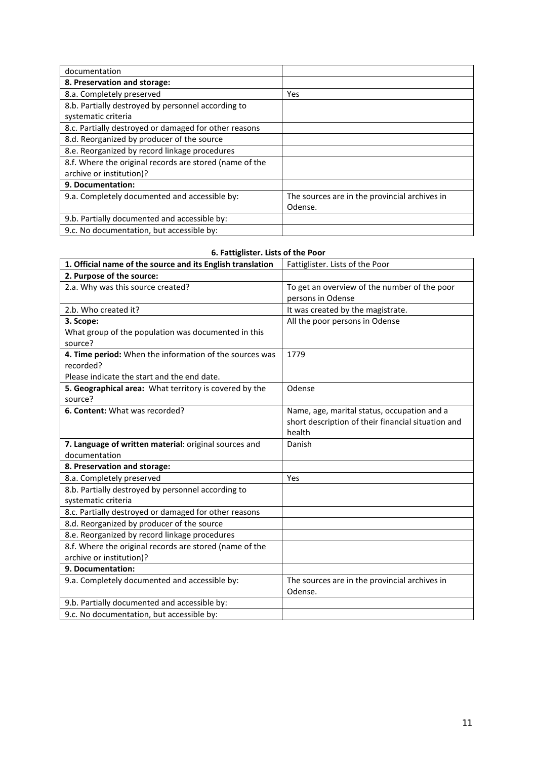| | |
|---|---|
| documentation | |
| **8. Preservation and storage:** | |
| 8.a. Completely preserved | Yes |
| 8.b. Partially destroyed by personnel according to systematic criteria | |
| 8.c. Partially destroyed or damaged for other reasons | |
| 8.d. Reorganized by producer of the source | |
| 8.e. Reorganized by record linkage procedures | |
| 8.f. Where the original records are stored (name of the archive or institution)? | |
| **9. Documentation:** | |
| 9.a. Completely documented and accessible by: | The sources are in the provincial archives in Odense. |
| 9.b. Partially documented and accessible by: | |
| 9.c. No documentation, but accessible by: | |

**6. Fattiglister. Lists of the Poor**

| **1. Official name of the source and its English translation** | Fattiglister. Lists of the Poor |
|---|---|
| **2. Purpose of the source:** | |
| 2.a. Why was this source created? | To get an overview of the number of the poor persons in Odense |
| 2.b. Who created it? | It was created by the magistrate. |
| **3. Scope:** What group of the population was documented in this source? | All the poor persons in Odense |
| **4. Time period:** When the information of the sources was recorded? Please indicate the start and the end date. | 1779 |
| **5. Geographical area:** What territory is covered by the source? | Odense |
| **6. Content:** What was recorded? | Name, age, marital status, occupation and a short description of their financial situation and health |
| **7. Language of written material**: original sources and documentation | Danish |
| **8. Preservation and storage:** | |
| 8.a. Completely preserved | Yes |
| 8.b. Partially destroyed by personnel according to systematic criteria | |
| 8.c. Partially destroyed or damaged for other reasons | |
| 8.d. Reorganized by producer of the source | |
| 8.e. Reorganized by record linkage procedures | |
| 8.f. Where the original records are stored (name of the archive or institution)? | |
| **9. Documentation:** | |
| 9.a. Completely documented and accessible by: | The sources are in the provincial archives in Odense. |
| 9.b. Partially documented and accessible by: | |
| 9.c. No documentation, but accessible by: | |